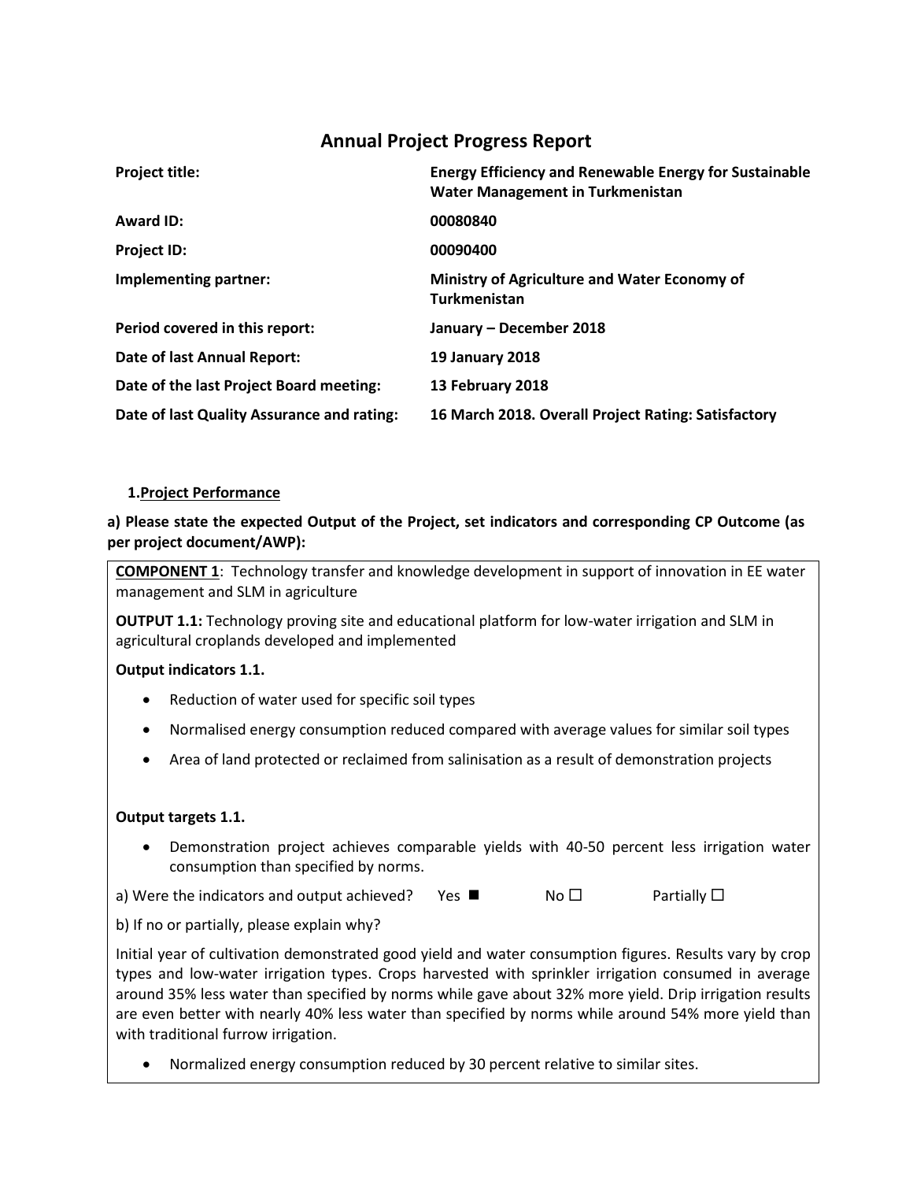# Annual Project Progress Report

| | |
|---|---|
| **Project title:** | **Energy Efficiency and Renewable Energy for Sustainable Water Management in Turkmenistan** |
| **Award ID:** | **00080840** |
| **Project ID:** | **00090400** |
| **Implementing partner:** | **Ministry of Agriculture and Water Economy of Turkmenistan** |
| **Period covered in this report:** | **January – December 2018** |
| **Date of last Annual Report:** | **19 January 2018** |
| **Date of the last Project Board meeting:** | **13 February 2018** |
| **Date of last Quality Assurance and rating:** | **16 March 2018. Overall Project Rating: Satisfactory** |

## 1. Project Performance

**a) Please state the expected Output of the Project, set indicators and corresponding CP Outcome (as per project document/AWP):**

**COMPONENT 1**: Technology transfer and knowledge development in support of innovation in EE water management and SLM in agriculture

**OUTPUT 1.1:** Technology proving site and educational platform for low-water irrigation and SLM in agricultural croplands developed and implemented

**Output indicators 1.1.**

- Reduction of water used for specific soil types
- Normalised energy consumption reduced compared with average values for similar soil types
- Area of land protected or reclaimed from salinisation as a result of demonstration projects

**Output targets 1.1.**

- Demonstration project achieves comparable yields with 40-50 percent less irrigation water consumption than specified by norms.

a) Were the indicators and output achieved? Yes ■ No ☐ Partially ☐

b) If no or partially, please explain why?

Initial year of cultivation demonstrated good yield and water consumption figures. Results vary by crop types and low-water irrigation types. Crops harvested with sprinkler irrigation consumed in average around 35% less water than specified by norms while gave about 32% more yield. Drip irrigation results are even better with nearly 40% less water than specified by norms while around 54% more yield than with traditional furrow irrigation.

- Normalized energy consumption reduced by 30 percent relative to similar sites.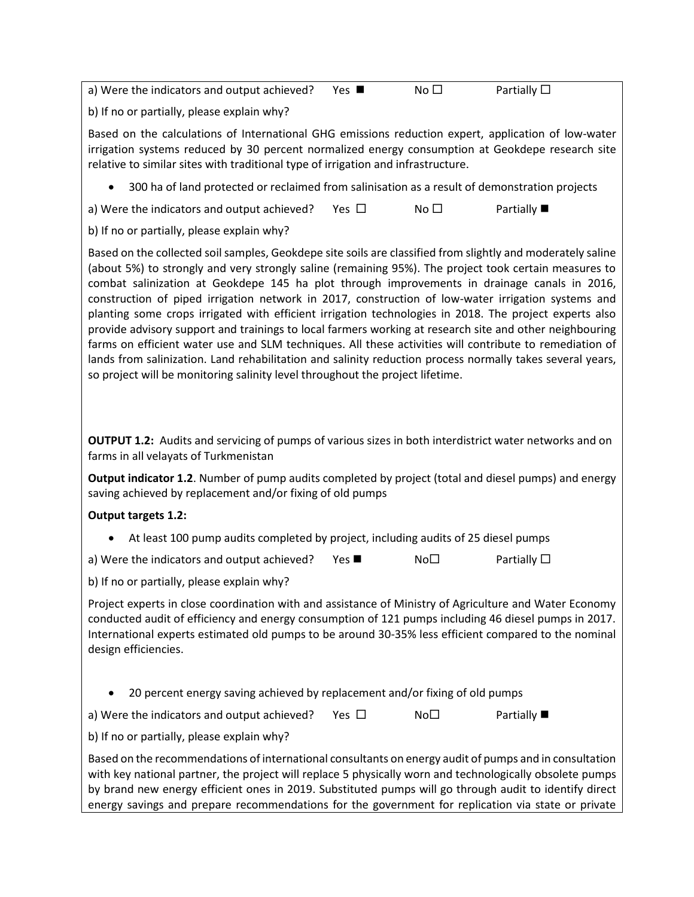a) Were the indicators and output achieved? Yes ■ No ☐ Partially ☐

b) If no or partially, please explain why?

Based on the calculations of International GHG emissions reduction expert, application of low-water irrigation systems reduced by 30 percent normalized energy consumption at Geokdepe research site relative to similar sites with traditional type of irrigation and infrastructure.

- 300 ha of land protected or reclaimed from salinisation as a result of demonstration projects

a) Were the indicators and output achieved? Yes ☐ No ☐ Partially ■

b) If no or partially, please explain why?

Based on the collected soil samples, Geokdepe site soils are classified from slightly and moderately saline (about 5%) to strongly and very strongly saline (remaining 95%). The project took certain measures to combat salinization at Geokdepe 145 ha plot through improvements in drainage canals in 2016, construction of piped irrigation network in 2017, construction of low-water irrigation systems and planting some crops irrigated with efficient irrigation technologies in 2018. The project experts also provide advisory support and trainings to local farmers working at research site and other neighbouring farms on efficient water use and SLM techniques. All these activities will contribute to remediation of lands from salinization. Land rehabilitation and salinity reduction process normally takes several years, so project will be monitoring salinity level throughout the project lifetime.

**OUTPUT 1.2:** Audits and servicing of pumps of various sizes in both interdistrict water networks and on farms in all velayats of Turkmenistan

**Output indicator 1.2**. Number of pump audits completed by project (total and diesel pumps) and energy saving achieved by replacement and/or fixing of old pumps

**Output targets 1.2:**

- At least 100 pump audits completed by project, including audits of 25 diesel pumps

a) Were the indicators and output achieved? Yes ■ No☐ Partially ☐

b) If no or partially, please explain why?

Project experts in close coordination with and assistance of Ministry of Agriculture and Water Economy conducted audit of efficiency and energy consumption of 121 pumps including 46 diesel pumps in 2017. International experts estimated old pumps to be around 30-35% less efficient compared to the nominal design efficiencies.

- 20 percent energy saving achieved by replacement and/or fixing of old pumps

a) Were the indicators and output achieved? Yes ☐ No☐ Partially ■

b) If no or partially, please explain why?

Based on the recommendations of international consultants on energy audit of pumps and in consultation with key national partner, the project will replace 5 physically worn and technologically obsolete pumps by brand new energy efficient ones in 2019. Substituted pumps will go through audit to identify direct energy savings and prepare recommendations for the government for replication via state or private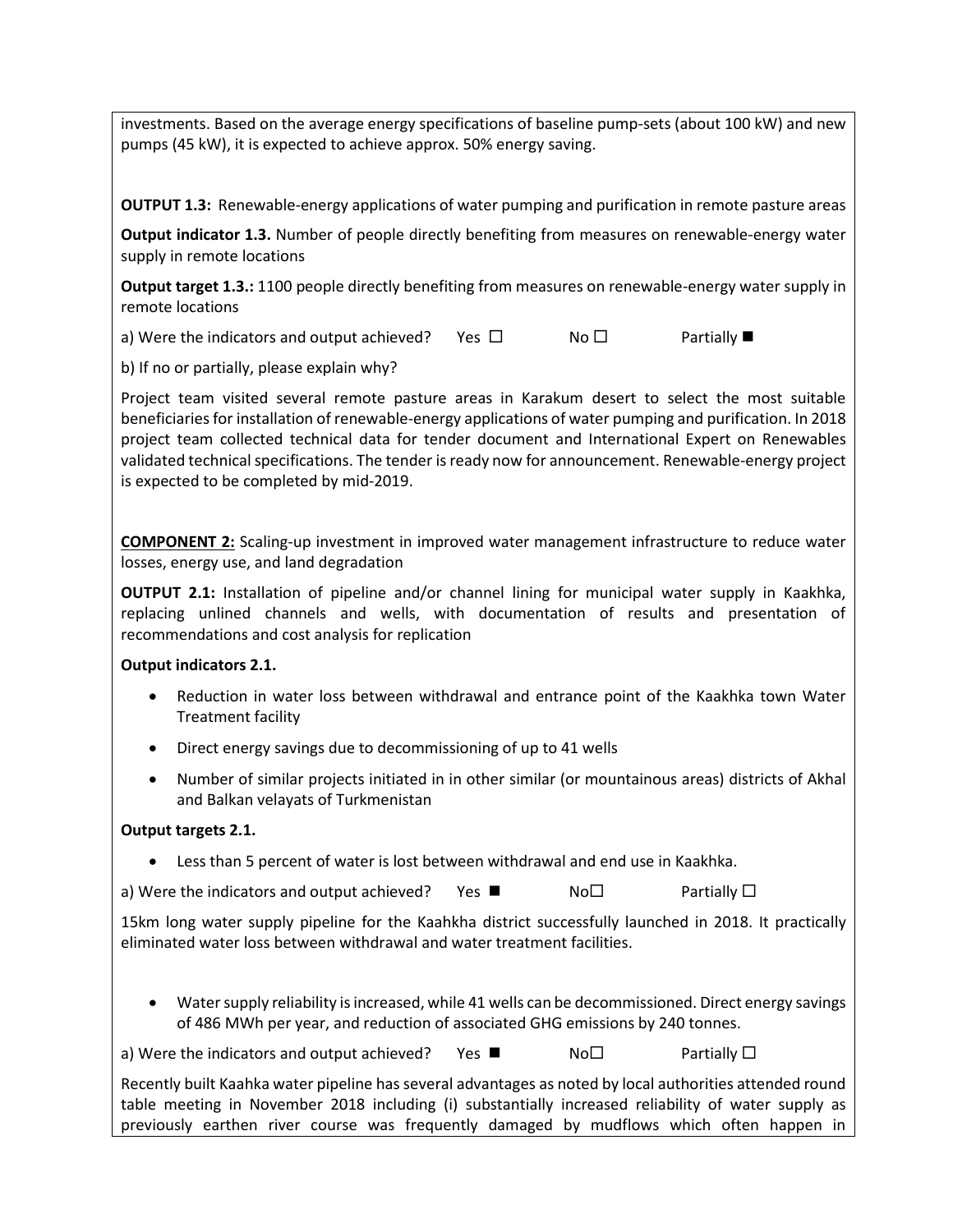investments. Based on the average energy specifications of baseline pump-sets (about 100 kW) and new pumps (45 kW), it is expected to achieve approx. 50% energy saving.

**OUTPUT 1.3:** Renewable-energy applications of water pumping and purification in remote pasture areas

**Output indicator 1.3.** Number of people directly benefiting from measures on renewable-energy water supply in remote locations

**Output target 1.3.:** 1100 people directly benefiting from measures on renewable-energy water supply in remote locations

a) Were the indicators and output achieved? Yes ☐ No ☐ Partially ■

b) If no or partially, please explain why?

Project team visited several remote pasture areas in Karakum desert to select the most suitable beneficiaries for installation of renewable-energy applications of water pumping and purification. In 2018 project team collected technical data for tender document and International Expert on Renewables validated technical specifications. The tender is ready now for announcement. Renewable-energy project is expected to be completed by mid-2019.

**COMPONENT 2:** Scaling-up investment in improved water management infrastructure to reduce water losses, energy use, and land degradation

**OUTPUT 2.1:** Installation of pipeline and/or channel lining for municipal water supply in Kaakhka, replacing unlined channels and wells, with documentation of results and presentation of recommendations and cost analysis for replication

**Output indicators 2.1.**

- Reduction in water loss between withdrawal and entrance point of the Kaakhka town Water Treatment facility
- Direct energy savings due to decommissioning of up to 41 wells
- Number of similar projects initiated in in other similar (or mountainous areas) districts of Akhal and Balkan velayats of Turkmenistan

**Output targets 2.1.**

- Less than 5 percent of water is lost between withdrawal and end use in Kaakhka.

a) Were the indicators and output achieved? Yes ■ No☐ Partially ☐

15km long water supply pipeline for the Kaahkha district successfully launched in 2018. It practically eliminated water loss between withdrawal and water treatment facilities.

- Water supply reliability is increased, while 41 wells can be decommissioned. Direct energy savings of 486 MWh per year, and reduction of associated GHG emissions by 240 tonnes.

a) Were the indicators and output achieved? Yes ■ No☐ Partially ☐

Recently built Kaahka water pipeline has several advantages as noted by local authorities attended round table meeting in November 2018 including (i) substantially increased reliability of water supply as previously earthen river course was frequently damaged by mudflows which often happen in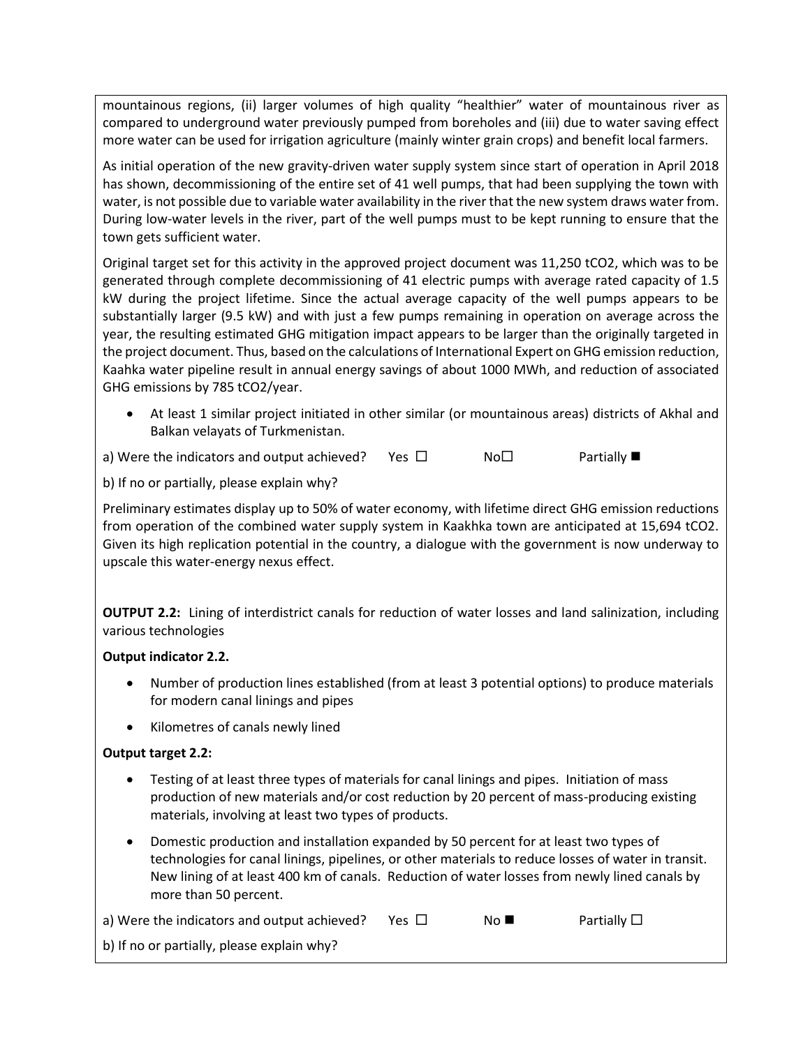mountainous regions, (ii) larger volumes of high quality "healthier" water of mountainous river as compared to underground water previously pumped from boreholes and (iii) due to water saving effect more water can be used for irrigation agriculture (mainly winter grain crops) and benefit local farmers.

As initial operation of the new gravity-driven water supply system since start of operation in April 2018 has shown, decommissioning of the entire set of 41 well pumps, that had been supplying the town with water, is not possible due to variable water availability in the river that the new system draws water from. During low-water levels in the river, part of the well pumps must to be kept running to ensure that the town gets sufficient water.

Original target set for this activity in the approved project document was 11,250 $tCO_2$, which was to be generated through complete decommissioning of 41 electric pumps with average rated capacity of 1.5 kW during the project lifetime. Since the actual average capacity of the well pumps appears to be substantially larger (9.5 kW) and with just a few pumps remaining in operation on average across the year, the resulting estimated GHG mitigation impact appears to be larger than the originally targeted in the project document. Thus, based on the calculations of International Expert on GHG emission reduction, Kaahka water pipeline result in annual energy savings of about 1000 MWh, and reduction of associated GHG emissions by 785 $tCO_2$/year.

- At least 1 similar project initiated in other similar (or mountainous areas) districts of Akhal and Balkan velayats of Turkmenistan.

a) Were the indicators and output achieved? Yes ☐ No☐ Partially ■

b) If no or partially, please explain why?

Preliminary estimates display up to 50% of water economy, with lifetime direct GHG emission reductions from operation of the combined water supply system in Kaakhka town are anticipated at 15,694 $tCO_2$. Given its high replication potential in the country, a dialogue with the government is now underway to upscale this water-energy nexus effect.

**OUTPUT 2.2:** Lining of interdistrict canals for reduction of water losses and land salinization, including various technologies

**Output indicator 2.2.**

- Number of production lines established (from at least 3 potential options) to produce materials for modern canal linings and pipes
- Kilometres of canals newly lined

**Output target 2.2:**

- Testing of at least three types of materials for canal linings and pipes. Initiation of mass production of new materials and/or cost reduction by 20 percent of mass-producing existing materials, involving at least two types of products.
- Domestic production and installation expanded by 50 percent for at least two types of technologies for canal linings, pipelines, or other materials to reduce losses of water in transit. New lining of at least 400 km of canals. Reduction of water losses from newly lined canals by more than 50 percent.

a) Were the indicators and output achieved? Yes ☐ No ■ Partially ☐

b) If no or partially, please explain why?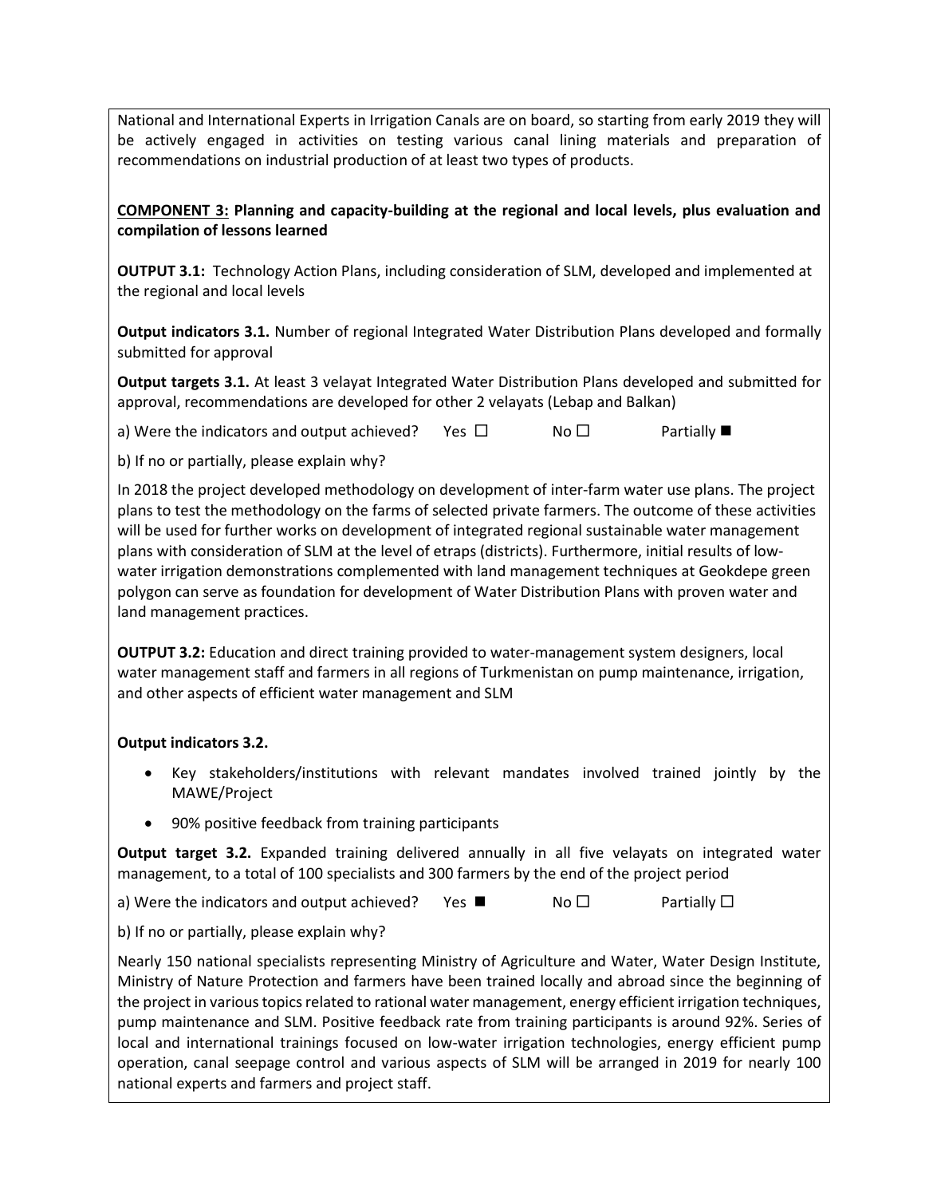National and International Experts in Irrigation Canals are on board, so starting from early 2019 they will be actively engaged in activities on testing various canal lining materials and preparation of recommendations on industrial production of at least two types of products.

**COMPONENT 3: Planning and capacity-building at the regional and local levels, plus evaluation and compilation of lessons learned**

**OUTPUT 3.1:** Technology Action Plans, including consideration of SLM, developed and implemented at the regional and local levels

**Output indicators 3.1.** Number of regional Integrated Water Distribution Plans developed and formally submitted for approval

**Output targets 3.1.** At least 3 velayat Integrated Water Distribution Plans developed and submitted for approval, recommendations are developed for other 2 velayats (Lebap and Balkan)

a) Were the indicators and output achieved? Yes ☐ No ☐ Partially ■

b) If no or partially, please explain why?

In 2018 the project developed methodology on development of inter-farm water use plans. The project plans to test the methodology on the farms of selected private farmers. The outcome of these activities will be used for further works on development of integrated regional sustainable water management plans with consideration of SLM at the level of etraps (districts). Furthermore, initial results of low-water irrigation demonstrations complemented with land management techniques at Geokdepe green polygon can serve as foundation for development of Water Distribution Plans with proven water and land management practices.

**OUTPUT 3.2:** Education and direct training provided to water-management system designers, local water management staff and farmers in all regions of Turkmenistan on pump maintenance, irrigation, and other aspects of efficient water management and SLM

**Output indicators 3.2.**

- Key stakeholders/institutions with relevant mandates involved trained jointly by the MAWE/Project
- 90% positive feedback from training participants

**Output target 3.2.** Expanded training delivered annually in all five velayats on integrated water management, to a total of 100 specialists and 300 farmers by the end of the project period

a) Were the indicators and output achieved? Yes ■ No ☐ Partially ☐

b) If no or partially, please explain why?

Nearly 150 national specialists representing Ministry of Agriculture and Water, Water Design Institute, Ministry of Nature Protection and farmers have been trained locally and abroad since the beginning of the project in various topics related to rational water management, energy efficient irrigation techniques, pump maintenance and SLM. Positive feedback rate from training participants is around 92%. Series of local and international trainings focused on low-water irrigation technologies, energy efficient pump operation, canal seepage control and various aspects of SLM will be arranged in 2019 for nearly 100 national experts and farmers and project staff.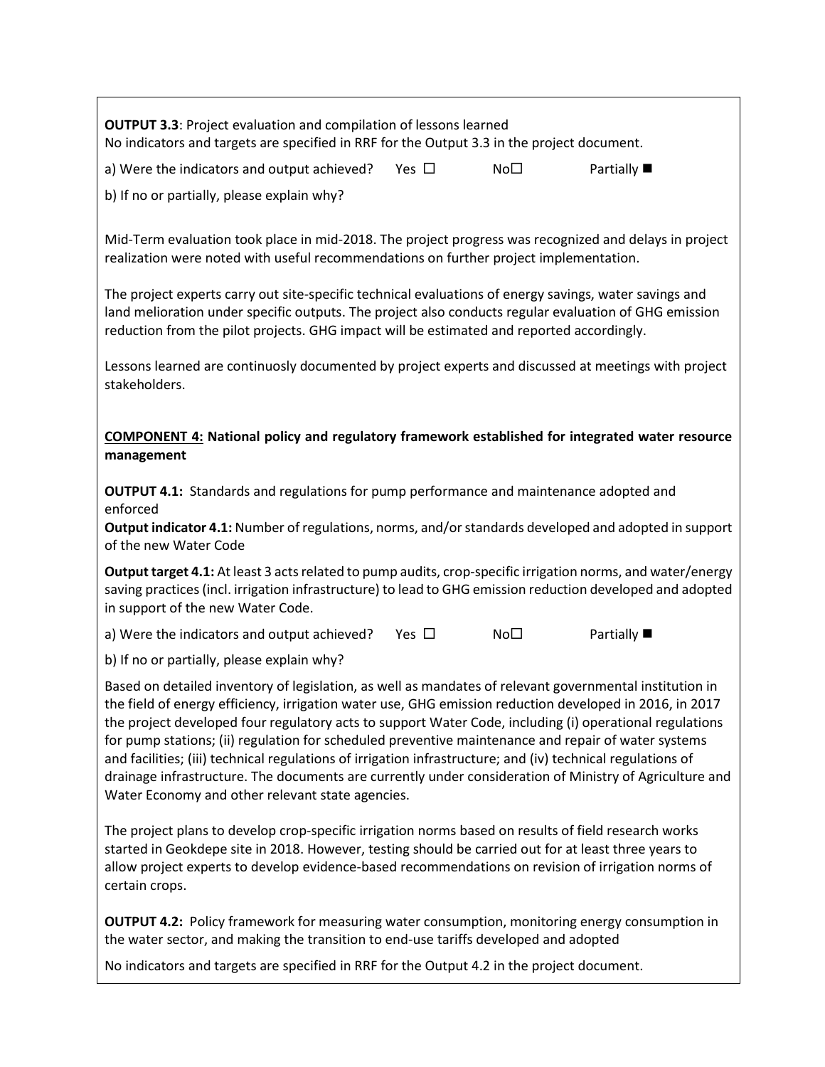**OUTPUT 3.3**: Project evaluation and compilation of lessons learned
No indicators and targets are specified in RRF for the Output 3.3 in the project document.

a) Were the indicators and output achieved? Yes ☐ No☐ Partially ■

b) If no or partially, please explain why?

Mid-Term evaluation took place in mid-2018. The project progress was recognized and delays in project realization were noted with useful recommendations on further project implementation.

The project experts carry out site-specific technical evaluations of energy savings, water savings and land melioration under specific outputs. The project also conducts regular evaluation of GHG emission reduction from the pilot projects. GHG impact will be estimated and reported accordingly.

Lessons learned are continuosly documented by project experts and discussed at meetings with project stakeholders.

**<u>COMPONENT 4:</u> National policy and regulatory framework established for integrated water resource management**

**OUTPUT 4.1:** Standards and regulations for pump performance and maintenance adopted and enforced
**Output indicator 4.1:** Number of regulations, norms, and/or standards developed and adopted in support of the new Water Code

**Output target 4.1:** At least 3 acts related to pump audits, crop-specific irrigation norms, and water/energy saving practices (incl. irrigation infrastructure) to lead to GHG emission reduction developed and adopted in support of the new Water Code.

a) Were the indicators and output achieved? Yes ☐ No☐ Partially ■

b) If no or partially, please explain why?

Based on detailed inventory of legislation, as well as mandates of relevant governmental institution in the field of energy efficiency, irrigation water use, GHG emission reduction developed in 2016, in 2017 the project developed four regulatory acts to support Water Code, including (i) operational regulations for pump stations; (ii) regulation for scheduled preventive maintenance and repair of water systems and facilities; (iii) technical regulations of irrigation infrastructure; and (iv) technical regulations of drainage infrastructure. The documents are currently under consideration of Ministry of Agriculture and Water Economy and other relevant state agencies.

The project plans to develop crop-specific irrigation norms based on results of field research works started in Geokdepe site in 2018. However, testing should be carried out for at least three years to allow project experts to develop evidence-based recommendations on revision of irrigation norms of certain crops.

**OUTPUT 4.2:** Policy framework for measuring water consumption, monitoring energy consumption in the water sector, and making the transition to end-use tariffs developed and adopted

No indicators and targets are specified in RRF for the Output 4.2 in the project document.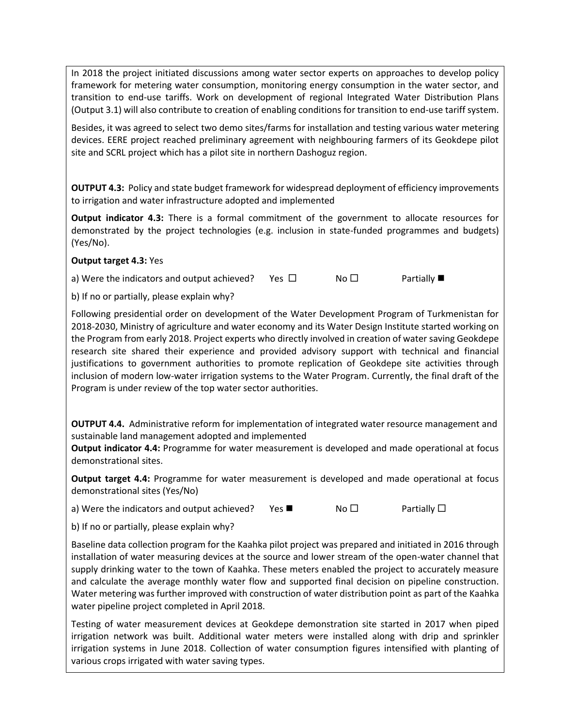In 2018 the project initiated discussions among water sector experts on approaches to develop policy framework for metering water consumption, monitoring energy consumption in the water sector, and transition to end-use tariffs. Work on development of regional Integrated Water Distribution Plans (Output 3.1) will also contribute to creation of enabling conditions for transition to end-use tariff system.

Besides, it was agreed to select two demo sites/farms for installation and testing various water metering devices. EERE project reached preliminary agreement with neighbouring farmers of its Geokdepe pilot site and SCRL project which has a pilot site in northern Dashoguz region.

**OUTPUT 4.3:** Policy and state budget framework for widespread deployment of efficiency improvements to irrigation and water infrastructure adopted and implemented

**Output indicator 4.3:** There is a formal commitment of the government to allocate resources for demonstrated by the project technologies (e.g. inclusion in state-funded programmes and budgets) (Yes/No).

**Output target 4.3:** Yes

a) Were the indicators and output achieved? Yes ☐ No ☐ Partially ■

b) If no or partially, please explain why?

Following presidential order on development of the Water Development Program of Turkmenistan for 2018-2030, Ministry of agriculture and water economy and its Water Design Institute started working on the Program from early 2018. Project experts who directly involved in creation of water saving Geokdepe research site shared their experience and provided advisory support with technical and financial justifications to government authorities to promote replication of Geokdepe site activities through inclusion of modern low-water irrigation systems to the Water Program. Currently, the final draft of the Program is under review of the top water sector authorities.

**OUTPUT 4.4.** Administrative reform for implementation of integrated water resource management and sustainable land management adopted and implemented

**Output indicator 4.4:** Programme for water measurement is developed and made operational at focus demonstrational sites.

**Output target 4.4:** Programme for water measurement is developed and made operational at focus demonstrational sites (Yes/No)

a) Were the indicators and output achieved? Yes ■ No ☐ Partially ☐

b) If no or partially, please explain why?

Baseline data collection program for the Kaahka pilot project was prepared and initiated in 2016 through installation of water measuring devices at the source and lower stream of the open-water channel that supply drinking water to the town of Kaahka. These meters enabled the project to accurately measure and calculate the average monthly water flow and supported final decision on pipeline construction. Water metering was further improved with construction of water distribution point as part of the Kaahka water pipeline project completed in April 2018.

Testing of water measurement devices at Geokdepe demonstration site started in 2017 when piped irrigation network was built. Additional water meters were installed along with drip and sprinkler irrigation systems in June 2018. Collection of water consumption figures intensified with planting of various crops irrigated with water saving types.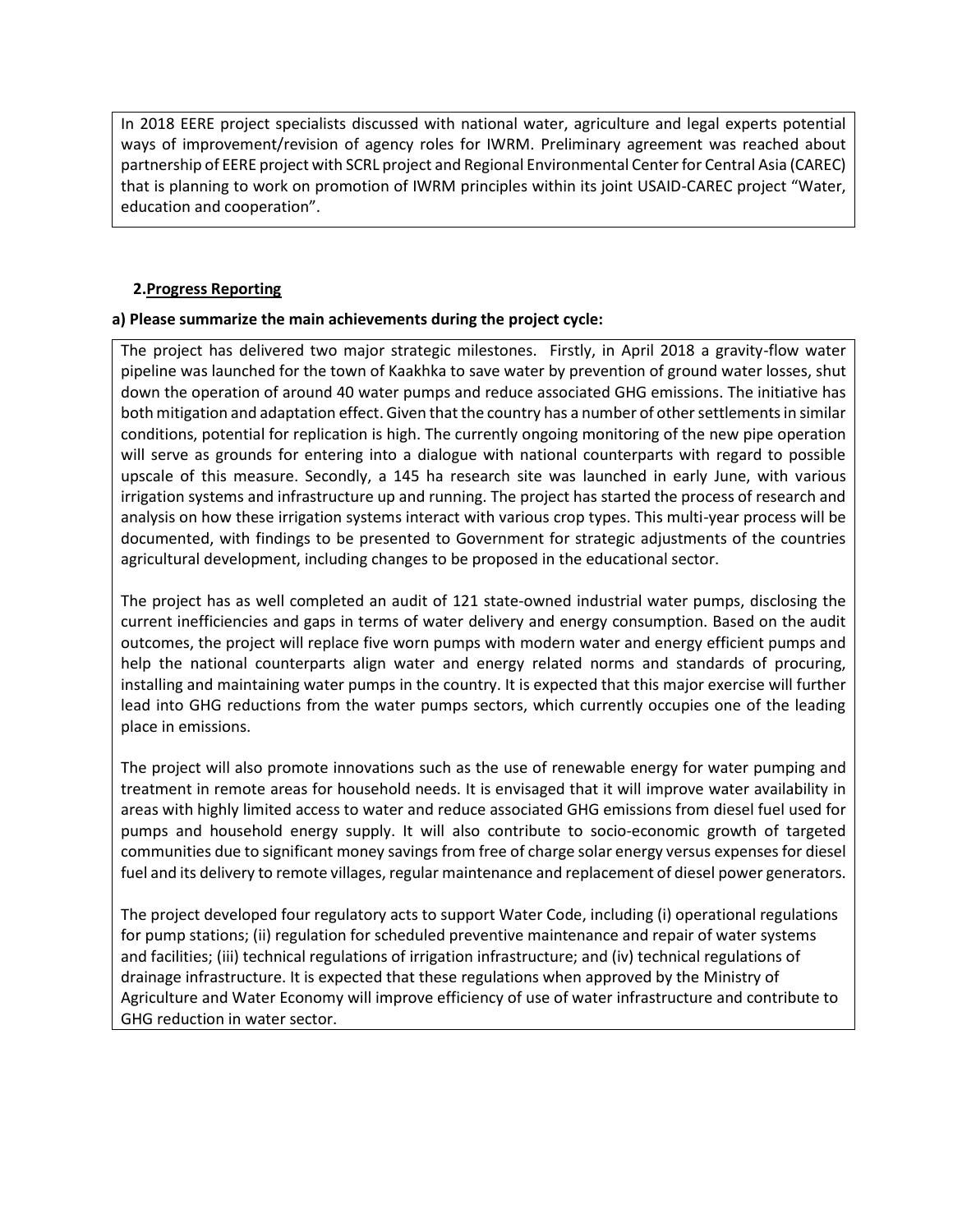In 2018 EERE project specialists discussed with national water, agriculture and legal experts potential ways of improvement/revision of agency roles for IWRM. Preliminary agreement was reached about partnership of EERE project with SCRL project and Regional Environmental Center for Central Asia (CAREC) that is planning to work on promotion of IWRM principles within its joint USAID-CAREC project "Water, education and cooperation".

## 2. Progress Reporting

**a) Please summarize the main achievements during the project cycle:**

The project has delivered two major strategic milestones. Firstly, in April 2018 a gravity-flow water pipeline was launched for the town of Kaakhka to save water by prevention of ground water losses, shut down the operation of around 40 water pumps and reduce associated GHG emissions. The initiative has both mitigation and adaptation effect. Given that the country has a number of other settlements in similar conditions, potential for replication is high. The currently ongoing monitoring of the new pipe operation will serve as grounds for entering into a dialogue with national counterparts with regard to possible upscale of this measure. Secondly, a 145 ha research site was launched in early June, with various irrigation systems and infrastructure up and running. The project has started the process of research and analysis on how these irrigation systems interact with various crop types. This multi-year process will be documented, with findings to be presented to Government for strategic adjustments of the countries agricultural development, including changes to be proposed in the educational sector.

The project has as well completed an audit of 121 state-owned industrial water pumps, disclosing the current inefficiencies and gaps in terms of water delivery and energy consumption. Based on the audit outcomes, the project will replace five worn pumps with modern water and energy efficient pumps and help the national counterparts align water and energy related norms and standards of procuring, installing and maintaining water pumps in the country. It is expected that this major exercise will further lead into GHG reductions from the water pumps sectors, which currently occupies one of the leading place in emissions.

The project will also promote innovations such as the use of renewable energy for water pumping and treatment in remote areas for household needs. It is envisaged that it will improve water availability in areas with highly limited access to water and reduce associated GHG emissions from diesel fuel used for pumps and household energy supply. It will also contribute to socio-economic growth of targeted communities due to significant money savings from free of charge solar energy versus expenses for diesel fuel and its delivery to remote villages, regular maintenance and replacement of diesel power generators.

The project developed four regulatory acts to support Water Code, including (i) operational regulations for pump stations; (ii) regulation for scheduled preventive maintenance and repair of water systems and facilities; (iii) technical regulations of irrigation infrastructure; and (iv) technical regulations of drainage infrastructure. It is expected that these regulations when approved by the Ministry of Agriculture and Water Economy will improve efficiency of use of water infrastructure and contribute to GHG reduction in water sector.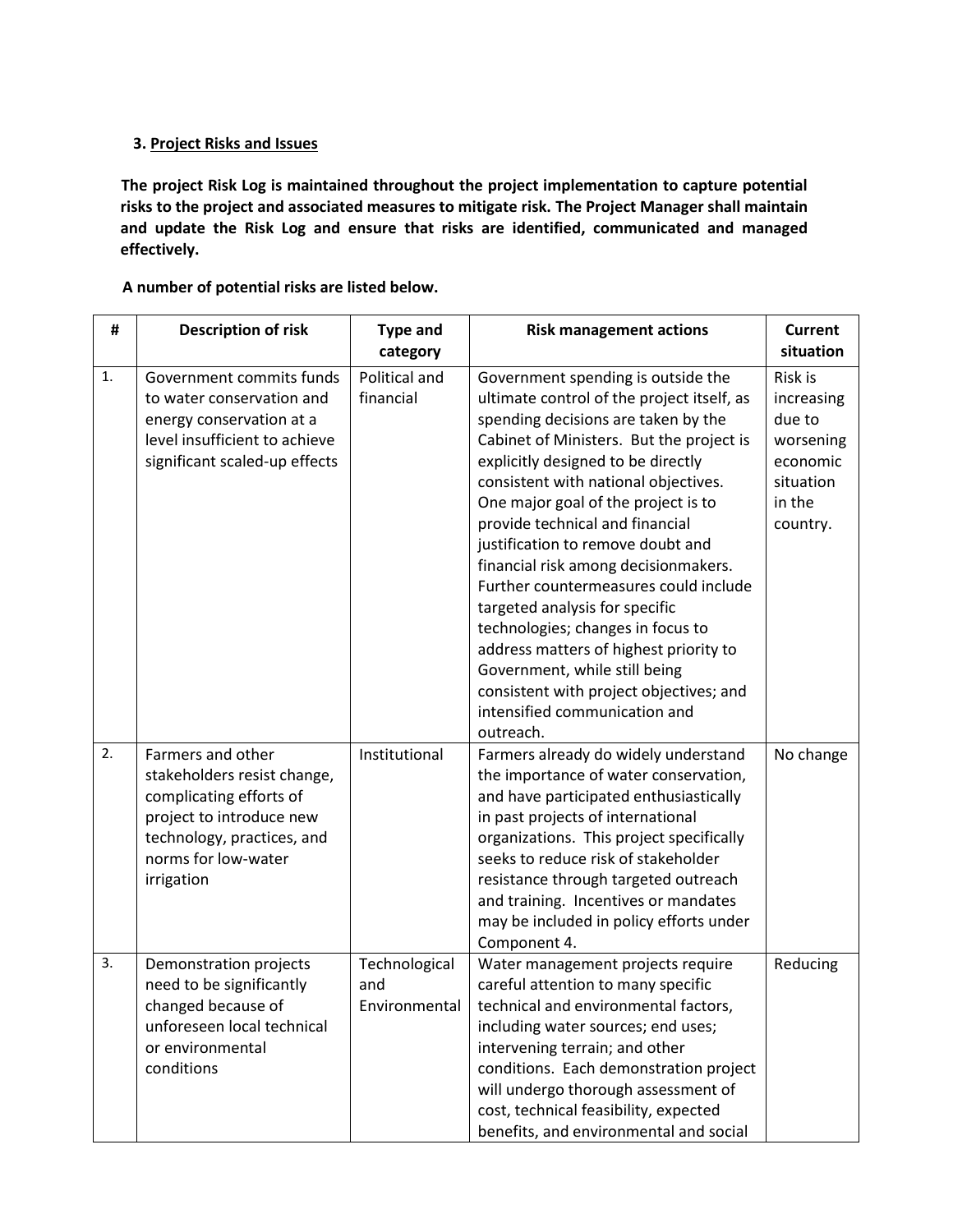### 3. Project Risks and Issues

**The project Risk Log is maintained throughout the project implementation to capture potential risks to the project and associated measures to mitigate risk. The Project Manager shall maintain and update the Risk Log and ensure that risks are identified, communicated and managed effectively.**

**A number of potential risks are listed below.**

| # | Description of risk | Type and category | Risk management actions | Current situation |
|---|---|---|---|---|
| 1. | Government commits funds to water conservation and energy conservation at a level insufficient to achieve significant scaled-up effects | Political and financial | Government spending is outside the ultimate control of the project itself, as spending decisions are taken by the Cabinet of Ministers. But the project is explicitly designed to be directly consistent with national objectives. One major goal of the project is to provide technical and financial justification to remove doubt and financial risk among decisionmakers. Further countermeasures could include targeted analysis for specific technologies; changes in focus to address matters of highest priority to Government, while still being consistent with project objectives; and intensified communication and outreach. | Risk is increasing due to worsening economic situation in the country. |
| 2. | Farmers and other stakeholders resist change, complicating efforts of project to introduce new technology, practices, and norms for low-water irrigation | Institutional | Farmers already do widely understand the importance of water conservation, and have participated enthusiastically in past projects of international organizations. This project specifically seeks to reduce risk of stakeholder resistance through targeted outreach and training. Incentives or mandates may be included in policy efforts under Component 4. | No change |
| 3. | Demonstration projects need to be significantly changed because of unforeseen local technical or environmental conditions | Technological and Environmental | Water management projects require careful attention to many specific technical and environmental factors, including water sources; end uses; intervening terrain; and other conditions. Each demonstration project will undergo thorough assessment of cost, technical feasibility, expected benefits, and environmental and social | Reducing |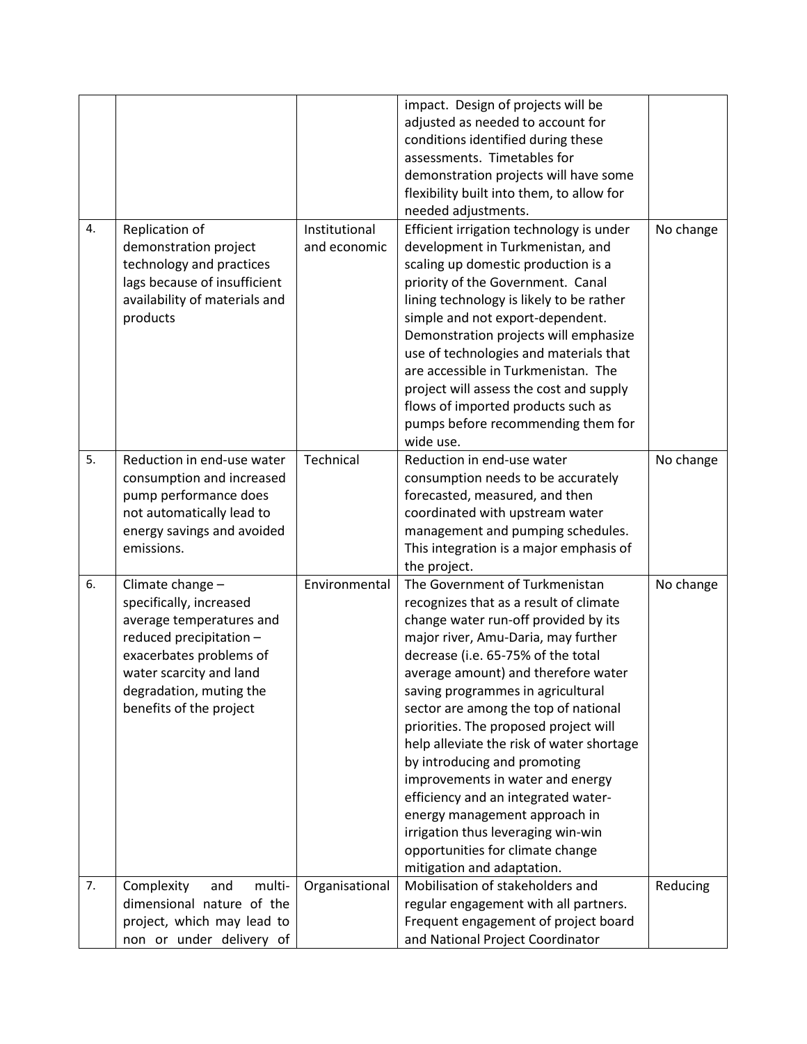| | | | | |
|---|---|---|---|---|
| | | | impact. Design of projects will be adjusted as needed to account for conditions identified during these assessments. Timetables for demonstration projects will have some flexibility built into them, to allow for needed adjustments. | |
| 4. | Replication of demonstration project technology and practices lags because of insufficient availability of materials and products | Institutional and economic | Efficient irrigation technology is under development in Turkmenistan, and scaling up domestic production is a priority of the Government. Canal lining technology is likely to be rather simple and not export-dependent. Demonstration projects will emphasize use of technologies and materials that are accessible in Turkmenistan. The project will assess the cost and supply flows of imported products such as pumps before recommending them for wide use. | No change |
| 5. | Reduction in end-use water consumption and increased pump performance does not automatically lead to energy savings and avoided emissions. | Technical | Reduction in end-use water consumption needs to be accurately forecasted, measured, and then coordinated with upstream water management and pumping schedules. This integration is a major emphasis of the project. | No change |
| 6. | Climate change – specifically, increased average temperatures and reduced precipitation – exacerbates problems of water scarcity and land degradation, muting the benefits of the project | Environmental | The Government of Turkmenistan recognizes that as a result of climate change water run-off provided by its major river, Amu-Daria, may further decrease (i.e. 65-75% of the total average amount) and therefore water saving programmes in agricultural sector are among the top of national priorities. The proposed project will help alleviate the risk of water shortage by introducing and promoting improvements in water and energy efficiency and an integrated water-energy management approach in irrigation thus leveraging win-win opportunities for climate change mitigation and adaptation. | No change |
| 7. | Complexity and multi-dimensional nature of the project, which may lead to non or under delivery of | Organisational | Mobilisation of stakeholders and regular engagement with all partners. Frequent engagement of project board and National Project Coordinator | Reducing |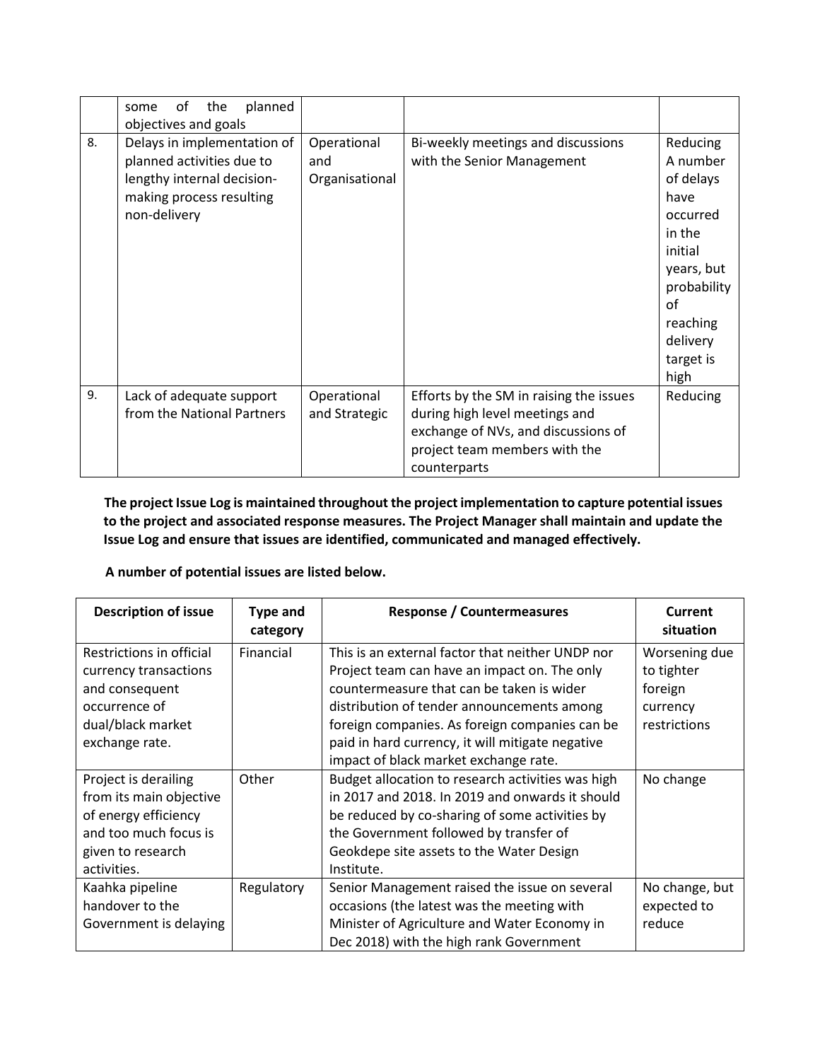|  | some of the planned objectives and goals |  |  |  |
| --- | --- | --- | --- | --- |
| 8. | Delays in implementation of planned activities due to lengthy internal decision-making process resulting non-delivery | Operational and Organisational | Bi-weekly meetings and discussions with the Senior Management | Reducing A number of delays have occurred in the initial years, but probability of reaching delivery target is high |
| 9. | Lack of adequate support from the National Partners | Operational and Strategic | Efforts by the SM in raising the issues during high level meetings and exchange of NVs, and discussions of project team members with the counterparts | Reducing |

**The project Issue Log is maintained throughout the project implementation to capture potential issues to the project and associated response measures. The Project Manager shall maintain and update the Issue Log and ensure that issues are identified, communicated and managed effectively.**

**A number of potential issues are listed below.**

| Description of issue | Type and category | Response / Countermeasures | Current situation |
| --- | --- | --- | --- |
| Restrictions in official currency transactions and consequent occurrence of dual/black market exchange rate. | Financial | This is an external factor that neither UNDP nor Project team can have an impact on. The only countermeasure that can be taken is wider distribution of tender announcements among foreign companies. As foreign companies can be paid in hard currency, it will mitigate negative impact of black market exchange rate. | Worsening due to tighter foreign currency restrictions |
| Project is derailing from its main objective of energy efficiency and too much focus is given to research activities. | Other | Budget allocation to research activities was high in 2017 and 2018. In 2019 and onwards it should be reduced by co-sharing of some activities by the Government followed by transfer of Geokdepe site assets to the Water Design Institute. | No change |
| Kaahka pipeline handover to the Government is delaying | Regulatory | Senior Management raised the issue on several occasions (the latest was the meeting with Minister of Agriculture and Water Economy in Dec 2018) with the high rank Government | No change, but expected to reduce |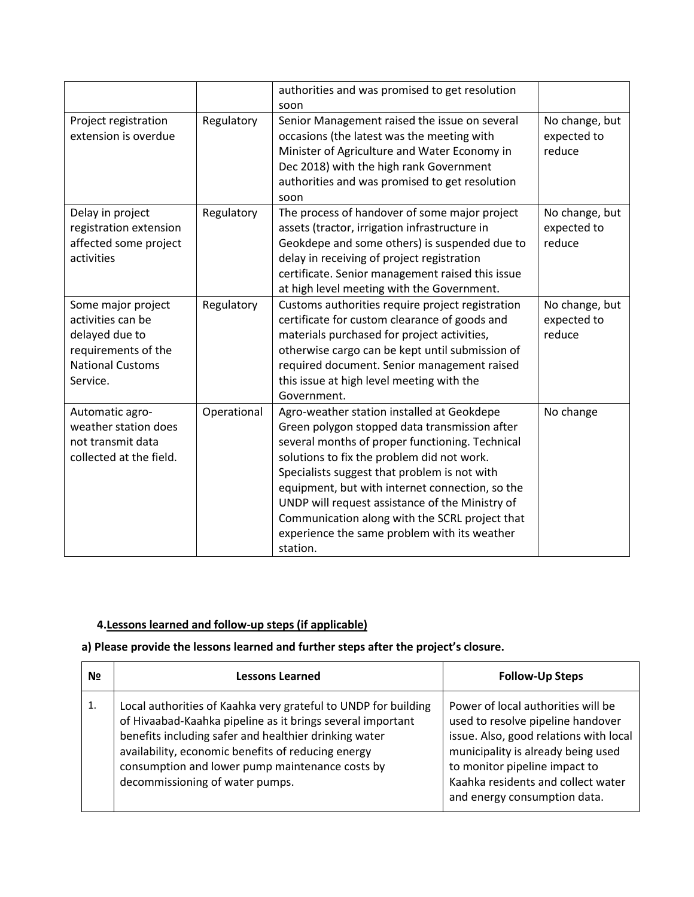| | | authorities and was promised to get resolution soon | |
|---|---|---|---|
| Project registration extension is overdue | Regulatory | Senior Management raised the issue on several occasions (the latest was the meeting with Minister of Agriculture and Water Economy in Dec 2018) with the high rank Government authorities and was promised to get resolution soon | No change, but expected to reduce |
| Delay in project registration extension affected some project activities | Regulatory | The process of handover of some major project assets (tractor, irrigation infrastructure in Geokdepe and some others) is suspended due to delay in receiving of project registration certificate. Senior management raised this issue at high level meeting with the Government. | No change, but expected to reduce |
| Some major project activities can be delayed due to requirements of the National Customs Service. | Regulatory | Customs authorities require project registration certificate for custom clearance of goods and materials purchased for project activities, otherwise cargo can be kept until submission of required document. Senior management raised this issue at high level meeting with the Government. | No change, but expected to reduce |
| Automatic agro-weather station does not transmit data collected at the field. | Operational | Agro-weather station installed at Geokdepe Green polygon stopped data transmission after several months of proper functioning. Technical solutions to fix the problem did not work. Specialists suggest that problem is not with equipment, but with internet connection, so the UNDP will request assistance of the Ministry of Communication along with the SCRL project that experience the same problem with its weather station. | No change |

## 4. Lessons learned and follow-up steps (if applicable)

**a) Please provide the lessons learned and further steps after the project's closure.**

| № | Lessons Learned | Follow-Up Steps |
|---|---|---|
| 1. | Local authorities of Kaahka very grateful to UNDP for building of Hivaabad-Kaahka pipeline as it brings several important benefits including safer and healthier drinking water availability, economic benefits of reducing energy consumption and lower pump maintenance costs by decommissioning of water pumps. | Power of local authorities will be used to resolve pipeline handover issue. Also, good relations with local municipality is already being used to monitor pipeline impact to Kaahka residents and collect water and energy consumption data. |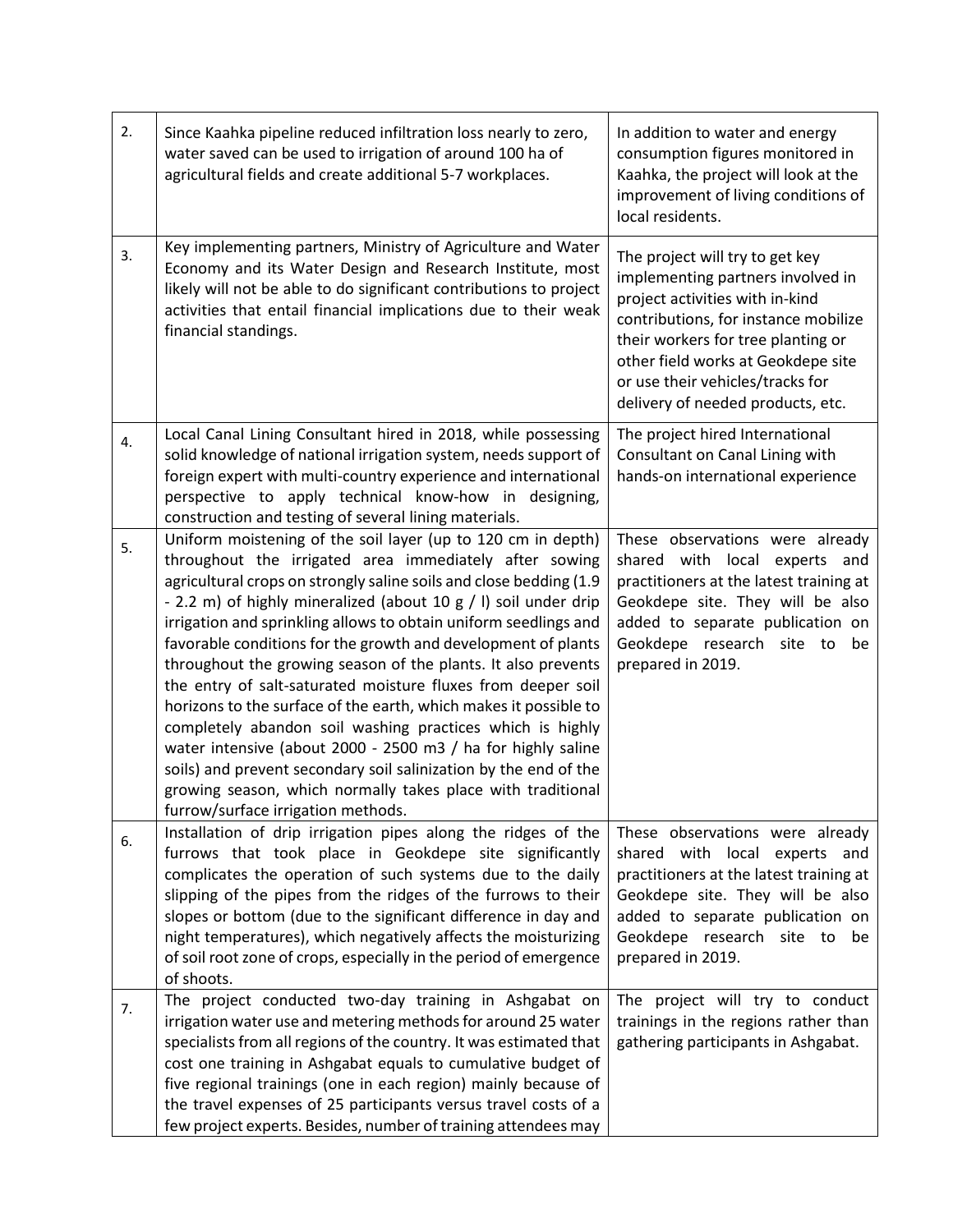| | | |
|---|---|---|
| 2. | Since Kaahka pipeline reduced infiltration loss nearly to zero, water saved can be used to irrigation of around 100 ha of agricultural fields and create additional 5-7 workplaces. | In addition to water and energy consumption figures monitored in Kaahka, the project will look at the improvement of living conditions of local residents. |
| 3. | Key implementing partners, Ministry of Agriculture and Water Economy and its Water Design and Research Institute, most likely will not be able to do significant contributions to project activities that entail financial implications due to their weak financial standings. | The project will try to get key implementing partners involved in project activities with in-kind contributions, for instance mobilize their workers for tree planting or other field works at Geokdepe site or use their vehicles/tracks for delivery of needed products, etc. |
| 4. | Local Canal Lining Consultant hired in 2018, while possessing solid knowledge of national irrigation system, needs support of foreign expert with multi-country experience and international perspective to apply technical know-how in designing, construction and testing of several lining materials. | The project hired International Consultant on Canal Lining with hands-on international experience |
| 5. | Uniform moistening of the soil layer (up to 120 cm in depth) throughout the irrigated area immediately after sowing agricultural crops on strongly saline soils and close bedding (1.9 - 2.2 m) of highly mineralized (about 10 g / l) soil under drip irrigation and sprinkling allows to obtain uniform seedlings and favorable conditions for the growth and development of plants throughout the growing season of the plants. It also prevents the entry of salt-saturated moisture fluxes from deeper soil horizons to the surface of the earth, which makes it possible to completely abandon soil washing practices which is highly water intensive (about 2000 - 2500 m3 / ha for highly saline soils) and prevent secondary soil salinization by the end of the growing season, which normally takes place with traditional furrow/surface irrigation methods. | These observations were already shared with local experts and practitioners at the latest training at Geokdepe site. They will be also added to separate publication on Geokdepe research site to be prepared in 2019. |
| 6. | Installation of drip irrigation pipes along the ridges of the furrows that took place in Geokdepe site significantly complicates the operation of such systems due to the daily slipping of the pipes from the ridges of the furrows to their slopes or bottom (due to the significant difference in day and night temperatures), which negatively affects the moisturizing of soil root zone of crops, especially in the period of emergence of shoots. | These observations were already shared with local experts and practitioners at the latest training at Geokdepe site. They will be also added to separate publication on Geokdepe research site to be prepared in 2019. |
| 7. | The project conducted two-day training in Ashgabat on irrigation water use and metering methods for around 25 water specialists from all regions of the country. It was estimated that cost one training in Ashgabat equals to cumulative budget of five regional trainings (one in each region) mainly because of the travel expenses of 25 participants versus travel costs of a few project experts. Besides, number of training attendees may | The project will try to conduct trainings in the regions rather than gathering participants in Ashgabat. |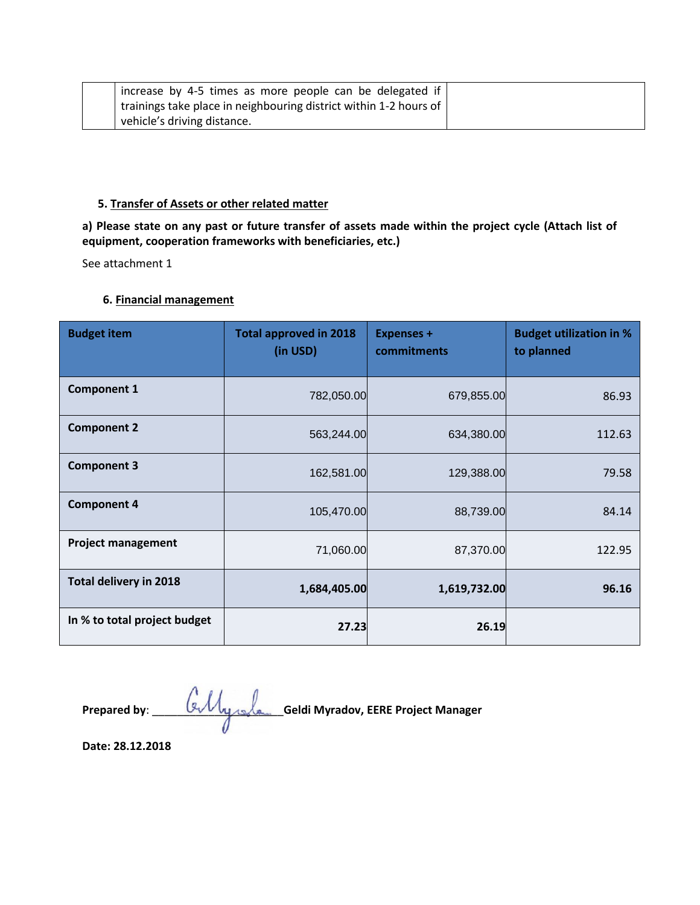| | increase by 4-5 times as more people can be delegated if trainings take place in neighbouring district within 1-2 hours of vehicle's driving distance. | |
|---|---|---|

### 5. Transfer of Assets or other related matter

**a) Please state on any past or future transfer of assets made within the project cycle (Attach list of equipment, cooperation frameworks with beneficiaries, etc.)**

See attachment 1

### 6. Financial management

| Budget item | Total approved in 2018 (in USD) | Expenses + commitments | Budget utilization in % to planned |
|---|---|---|---|
| **Component 1** | 782,050.00 | 679,855.00 | 86.93 |
| **Component 2** | 563,244.00 | 634,380.00 | 112.63 |
| **Component 3** | 162,581.00 | 129,388.00 | 79.58 |
| **Component 4** | 105,470.00 | 88,739.00 | 84.14 |
| **Project management** | 71,060.00 | 87,370.00 | 122.95 |
| **Total delivery in 2018** | **1,684,405.00** | **1,619,732.00** | **96.16** |
| **In % to total project budget** | **27.23** | **26.19** | |

**Prepared by**: ____________________ **Geldi Myradov, EERE Project Manager**

**Date: 28.12.2018**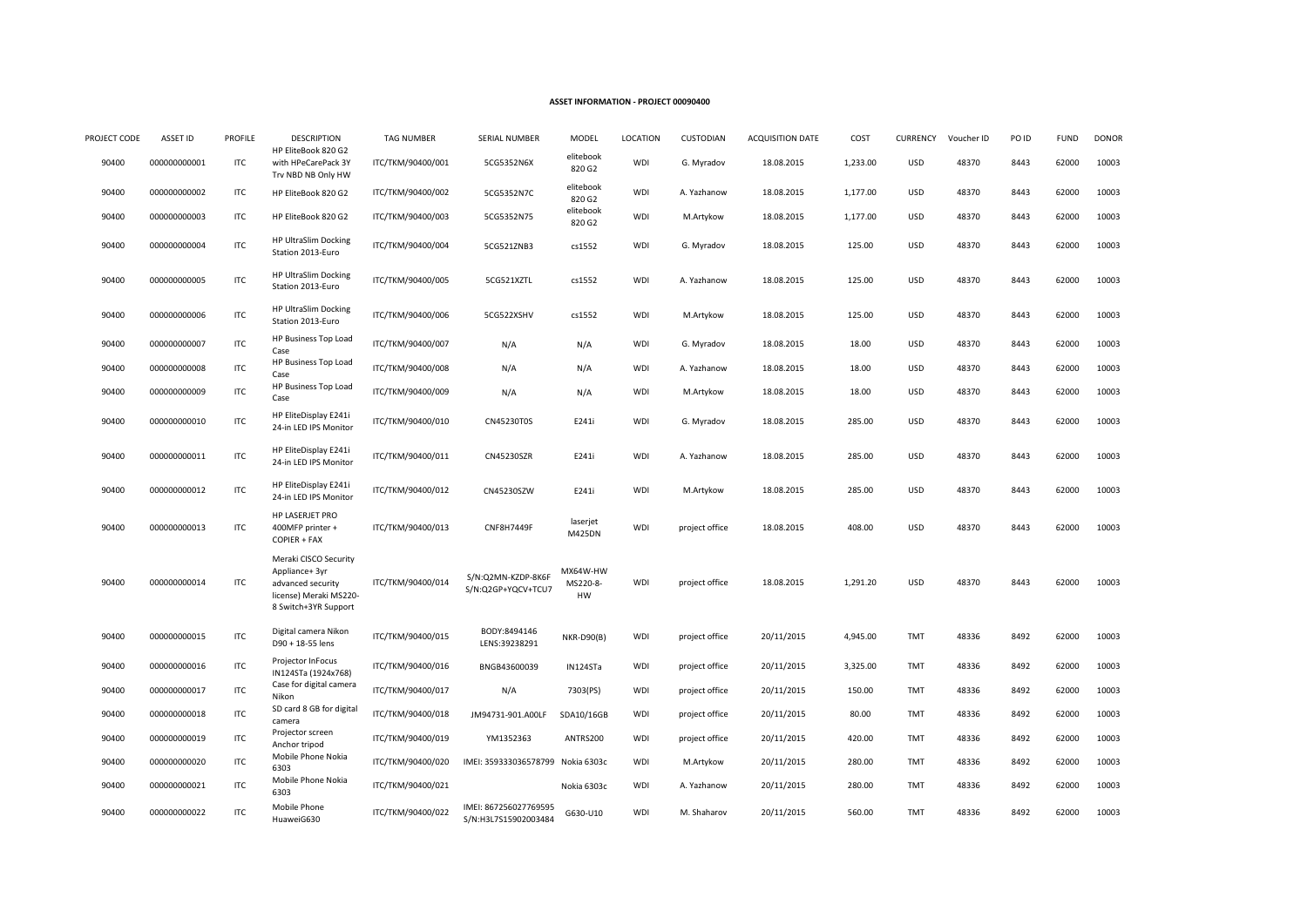**ASSET INFORMATION - PROJECT 00090400**

| PROJECT CODE | ASSET ID | PROFILE | DESCRIPTION | TAG NUMBER | SERIAL NUMBER | MODEL | LOCATION | CUSTODIAN | ACQUISITION DATE | COST | CURRENCY | Voucher ID | PO ID | FUND | DONOR |
|---|---|---|---|---|---|---|---|---|---|---|---|---|---|---|---|
| 90400 | 000000000001 | ITC | HP EliteBook 820 G2 with HPeCarePack 3Y Trv NBD NB Only HW | ITC/TKM/90400/001 | 5CG5352N6X | elitebook 820 G2 | WDI | G. Myradov | 18.08.2015 | 1,233.00 | USD | 48370 | 8443 | 62000 | 10003 |
| 90400 | 000000000002 | ITC | HP EliteBook 820 G2 | ITC/TKM/90400/002 | 5CG5352N7C | elitebook 820 G2 | WDI | A. Yazhanow | 18.08.2015 | 1,177.00 | USD | 48370 | 8443 | 62000 | 10003 |
| 90400 | 000000000003 | ITC | HP EliteBook 820 G2 | ITC/TKM/90400/003 | 5CG5352N75 | elitebook 820 G2 | WDI | M.Artykow | 18.08.2015 | 1,177.00 | USD | 48370 | 8443 | 62000 | 10003 |
| 90400 | 000000000004 | ITC | HP UltraSlim Docking Station 2013-Euro | ITC/TKM/90400/004 | 5CG521ZNB3 | cs1552 | WDI | G. Myradov | 18.08.2015 | 125.00 | USD | 48370 | 8443 | 62000 | 10003 |
| 90400 | 000000000005 | ITC | HP UltraSlim Docking Station 2013-Euro | ITC/TKM/90400/005 | 5CG521XZTL | cs1552 | WDI | A. Yazhanow | 18.08.2015 | 125.00 | USD | 48370 | 8443 | 62000 | 10003 |
| 90400 | 000000000006 | ITC | HP UltraSlim Docking Station 2013-Euro | ITC/TKM/90400/006 | 5CG522XSHV | cs1552 | WDI | M.Artykow | 18.08.2015 | 125.00 | USD | 48370 | 8443 | 62000 | 10003 |
| 90400 | 000000000007 | ITC | HP Business Top Load Case | ITC/TKM/90400/007 | N/A | N/A | WDI | G. Myradov | 18.08.2015 | 18.00 | USD | 48370 | 8443 | 62000 | 10003 |
| 90400 | 000000000008 | ITC | HP Business Top Load Case | ITC/TKM/90400/008 | N/A | N/A | WDI | A. Yazhanow | 18.08.2015 | 18.00 | USD | 48370 | 8443 | 62000 | 10003 |
| 90400 | 000000000009 | ITC | HP Business Top Load Case | ITC/TKM/90400/009 | N/A | N/A | WDI | M.Artykow | 18.08.2015 | 18.00 | USD | 48370 | 8443 | 62000 | 10003 |
| 90400 | 000000000010 | ITC | HP EliteDisplay E241i 24-in LED IPS Monitor | ITC/TKM/90400/010 | CN45230T0S | E241i | WDI | G. Myradov | 18.08.2015 | 285.00 | USD | 48370 | 8443 | 62000 | 10003 |
| 90400 | 000000000011 | ITC | HP EliteDisplay E241i 24-in LED IPS Monitor | ITC/TKM/90400/011 | CN45230SZR | E241i | WDI | A. Yazhanow | 18.08.2015 | 285.00 | USD | 48370 | 8443 | 62000 | 10003 |
| 90400 | 000000000012 | ITC | HP EliteDisplay E241i 24-in LED IPS Monitor | ITC/TKM/90400/012 | CN45230SZW | E241i | WDI | M.Artykow | 18.08.2015 | 285.00 | USD | 48370 | 8443 | 62000 | 10003 |
| 90400 | 000000000013 | ITC | HP LASERJET PRO 400MFP printer + COPIER + FAX | ITC/TKM/90400/013 | CNF8H7449F | laserjet M425DN | WDI | project office | 18.08.2015 | 408.00 | USD | 48370 | 8443 | 62000 | 10003 |
| 90400 | 000000000014 | ITC | Meraki CISCO Security Appliance+ 3yr advanced security license) Meraki MS220-8 Switch+3YR Support | ITC/TKM/90400/014 | S/N:Q2MN-KZDP-8K6F S/N:Q2GP+YQCV+TCU7 | MX64W-HW MS220-8-HW | WDI | project office | 18.08.2015 | 1,291.20 | USD | 48370 | 8443 | 62000 | 10003 |
| 90400 | 000000000015 | ITC | Digital camera Nikon D90 + 18-55 lens | ITC/TKM/90400/015 | BODY:8494146 LENS:39238291 | NKR-D90(B) | WDI | project office | 20/11/2015 | 4,945.00 | TMT | 48336 | 8492 | 62000 | 10003 |
| 90400 | 000000000016 | ITC | Projector InFocus IN124STa (1924x768) | ITC/TKM/90400/016 | BNGB43600039 | IN124STa | WDI | project office | 20/11/2015 | 3,325.00 | TMT | 48336 | 8492 | 62000 | 10003 |
| 90400 | 000000000017 | ITC | Case for digital camera Nikon | ITC/TKM/90400/017 | N/A | 7303(PS) | WDI | project office | 20/11/2015 | 150.00 | TMT | 48336 | 8492 | 62000 | 10003 |
| 90400 | 000000000018 | ITC | SD card 8 GB for digital camera | ITC/TKM/90400/018 | JM94731-901.A00LF | SDA10/16GB | WDI | project office | 20/11/2015 | 80.00 | TMT | 48336 | 8492 | 62000 | 10003 |
| 90400 | 000000000019 | ITC | Projector screen Anchor tripod | ITC/TKM/90400/019 | YM1352363 | ANTRS200 | WDI | project office | 20/11/2015 | 420.00 | TMT | 48336 | 8492 | 62000 | 10003 |
| 90400 | 000000000020 | ITC | Mobile Phone Nokia 6303 | ITC/TKM/90400/020 | IMEI: 359333036578799 | Nokia 6303c | WDI | M.Artykow | 20/11/2015 | 280.00 | TMT | 48336 | 8492 | 62000 | 10003 |
| 90400 | 000000000021 | ITC | Mobile Phone Nokia 6303 | ITC/TKM/90400/021 | | Nokia 6303c | WDI | A. Yazhanow | 20/11/2015 | 280.00 | TMT | 48336 | 8492 | 62000 | 10003 |
| 90400 | 000000000022 | ITC | Mobile Phone HuaweiG630 | ITC/TKM/90400/022 | IMEI: 867256027769595 S/N:H3L7S15902003484 | G630-U10 | WDI | M. Shaharov | 20/11/2015 | 560.00 | TMT | 48336 | 8492 | 62000 | 10003 |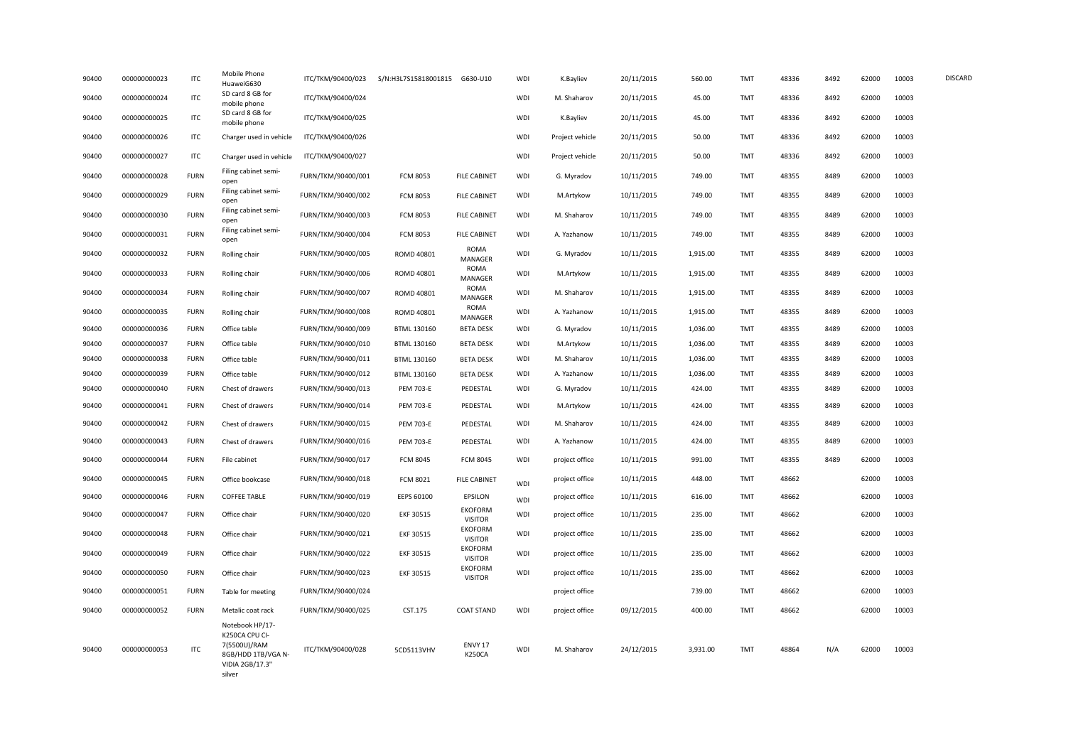| | | | | | | | | | | | | | | | | |
|---|---|---|---|---|---|---|---|---|---|---|---|---|---|---|---|---|
| 90400 | 000000000023 | ITC | Mobile Phone HuaweiG630 | ITC/TKM/90400/023 | S/N:H3L7S15818001815 | G630-U10 | WDI | K.Bayliev | 20/11/2015 | 560.00 | TMT | 48336 | 8492 | 62000 | 10003 | DISCARD |
| 90400 | 000000000024 | ITC | SD card 8 GB for mobile phone | ITC/TKM/90400/024 | | | WDI | M. Shaharov | 20/11/2015 | 45.00 | TMT | 48336 | 8492 | 62000 | 10003 | |
| 90400 | 000000000025 | ITC | SD card 8 GB for mobile phone | ITC/TKM/90400/025 | | | WDI | K.Bayliev | 20/11/2015 | 45.00 | TMT | 48336 | 8492 | 62000 | 10003 | |
| 90400 | 000000000026 | ITC | Charger used in vehicle | ITC/TKM/90400/026 | | | WDI | Project vehicle | 20/11/2015 | 50.00 | TMT | 48336 | 8492 | 62000 | 10003 | |
| 90400 | 000000000027 | ITC | Charger used in vehicle | ITC/TKM/90400/027 | | | WDI | Project vehicle | 20/11/2015 | 50.00 | TMT | 48336 | 8492 | 62000 | 10003 | |
| 90400 | 000000000028 | FURN | Filing cabinet semi-open | FURN/TKM/90400/001 | FCM 8053 | FILE CABINET | WDI | G. Myradov | 10/11/2015 | 749.00 | TMT | 48355 | 8489 | 62000 | 10003 | |
| 90400 | 000000000029 | FURN | Filing cabinet semi-open | FURN/TKM/90400/002 | FCM 8053 | FILE CABINET | WDI | M.Artykow | 10/11/2015 | 749.00 | TMT | 48355 | 8489 | 62000 | 10003 | |
| 90400 | 000000000030 | FURN | Filing cabinet semi-open | FURN/TKM/90400/003 | FCM 8053 | FILE CABINET | WDI | M. Shaharov | 10/11/2015 | 749.00 | TMT | 48355 | 8489 | 62000 | 10003 | |
| 90400 | 000000000031 | FURN | Filing cabinet semi-open | FURN/TKM/90400/004 | FCM 8053 | FILE CABINET | WDI | A. Yazhanow | 10/11/2015 | 749.00 | TMT | 48355 | 8489 | 62000 | 10003 | |
| 90400 | 000000000032 | FURN | Rolling chair | FURN/TKM/90400/005 | ROMD 40801 | ROMA MANAGER | WDI | G. Myradov | 10/11/2015 | 1,915.00 | TMT | 48355 | 8489 | 62000 | 10003 | |
| 90400 | 000000000033 | FURN | Rolling chair | FURN/TKM/90400/006 | ROMD 40801 | ROMA MANAGER | WDI | M.Artykow | 10/11/2015 | 1,915.00 | TMT | 48355 | 8489 | 62000 | 10003 | |
| 90400 | 000000000034 | FURN | Rolling chair | FURN/TKM/90400/007 | ROMD 40801 | ROMA MANAGER | WDI | M. Shaharov | 10/11/2015 | 1,915.00 | TMT | 48355 | 8489 | 62000 | 10003 | |
| 90400 | 000000000035 | FURN | Rolling chair | FURN/TKM/90400/008 | ROMD 40801 | ROMA MANAGER | WDI | A. Yazhanow | 10/11/2015 | 1,915.00 | TMT | 48355 | 8489 | 62000 | 10003 | |
| 90400 | 000000000036 | FURN | Office table | FURN/TKM/90400/009 | BTML 130160 | BETA DESK | WDI | G. Myradov | 10/11/2015 | 1,036.00 | TMT | 48355 | 8489 | 62000 | 10003 | |
| 90400 | 000000000037 | FURN | Office table | FURN/TKM/90400/010 | BTML 130160 | BETA DESK | WDI | M.Artykow | 10/11/2015 | 1,036.00 | TMT | 48355 | 8489 | 62000 | 10003 | |
| 90400 | 000000000038 | FURN | Office table | FURN/TKM/90400/011 | BTML 130160 | BETA DESK | WDI | M. Shaharov | 10/11/2015 | 1,036.00 | TMT | 48355 | 8489 | 62000 | 10003 | |
| 90400 | 000000000039 | FURN | Office table | FURN/TKM/90400/012 | BTML 130160 | BETA DESK | WDI | A. Yazhanow | 10/11/2015 | 1,036.00 | TMT | 48355 | 8489 | 62000 | 10003 | |
| 90400 | 000000000040 | FURN | Chest of drawers | FURN/TKM/90400/013 | PEM 703-E | PEDESTAL | WDI | G. Myradov | 10/11/2015 | 424.00 | TMT | 48355 | 8489 | 62000 | 10003 | |
| 90400 | 000000000041 | FURN | Chest of drawers | FURN/TKM/90400/014 | PEM 703-E | PEDESTAL | WDI | M.Artykow | 10/11/2015 | 424.00 | TMT | 48355 | 8489 | 62000 | 10003 | |
| 90400 | 000000000042 | FURN | Chest of drawers | FURN/TKM/90400/015 | PEM 703-E | PEDESTAL | WDI | M. Shaharov | 10/11/2015 | 424.00 | TMT | 48355 | 8489 | 62000 | 10003 | |
| 90400 | 000000000043 | FURN | Chest of drawers | FURN/TKM/90400/016 | PEM 703-E | PEDESTAL | WDI | A. Yazhanow | 10/11/2015 | 424.00 | TMT | 48355 | 8489 | 62000 | 10003 | |
| 90400 | 000000000044 | FURN | File cabinet | FURN/TKM/90400/017 | FCM 8045 | FCM 8045 | WDI | project office | 10/11/2015 | 991.00 | TMT | 48355 | 8489 | 62000 | 10003 | |
| 90400 | 000000000045 | FURN | Office bookcase | FURN/TKM/90400/018 | FCM 8021 | FILE CABINET | WDI | project office | 10/11/2015 | 448.00 | TMT | 48662 | | 62000 | 10003 | |
| 90400 | 000000000046 | FURN | COFFEE TABLE | FURN/TKM/90400/019 | EEPS 60100 | EPSILON | WDI | project office | 10/11/2015 | 616.00 | TMT | 48662 | | 62000 | 10003 | |
| 90400 | 000000000047 | FURN | Office chair | FURN/TKM/90400/020 | EKF 30515 | EKOFORM VISITOR | WDI | project office | 10/11/2015 | 235.00 | TMT | 48662 | | 62000 | 10003 | |
| 90400 | 000000000048 | FURN | Office chair | FURN/TKM/90400/021 | EKF 30515 | EKOFORM VISITOR | WDI | project office | 10/11/2015 | 235.00 | TMT | 48662 | | 62000 | 10003 | |
| 90400 | 000000000049 | FURN | Office chair | FURN/TKM/90400/022 | EKF 30515 | EKOFORM VISITOR | WDI | project office | 10/11/2015 | 235.00 | TMT | 48662 | | 62000 | 10003 | |
| 90400 | 000000000050 | FURN | Office chair | FURN/TKM/90400/023 | EKF 30515 | EKOFORM VISITOR | WDI | project office | 10/11/2015 | 235.00 | TMT | 48662 | | 62000 | 10003 | |
| 90400 | 000000000051 | FURN | Table for meeting | FURN/TKM/90400/024 | | | | project office | | 739.00 | TMT | 48662 | | 62000 | 10003 | |
| 90400 | 000000000052 | FURN | Metalic coat rack | FURN/TKM/90400/025 | CST.175 | COAT STAND | WDI | project office | 09/12/2015 | 400.00 | TMT | 48662 | | 62000 | 10003 | |
| 90400 | 000000000053 | ITC | Notebook HP/17-K250CA CPU CI-7(5500U)/RAM 8GB/HDD 1TB/VGA N-VIDIA 2GB/17.3'' silver | ITC/TKM/90400/028 | 5CD5113VHV | ENVY 17 K250CA | WDI | M. Shaharov | 24/12/2015 | 3,931.00 | TMT | 48864 | N/A | 62000 | 10003 | |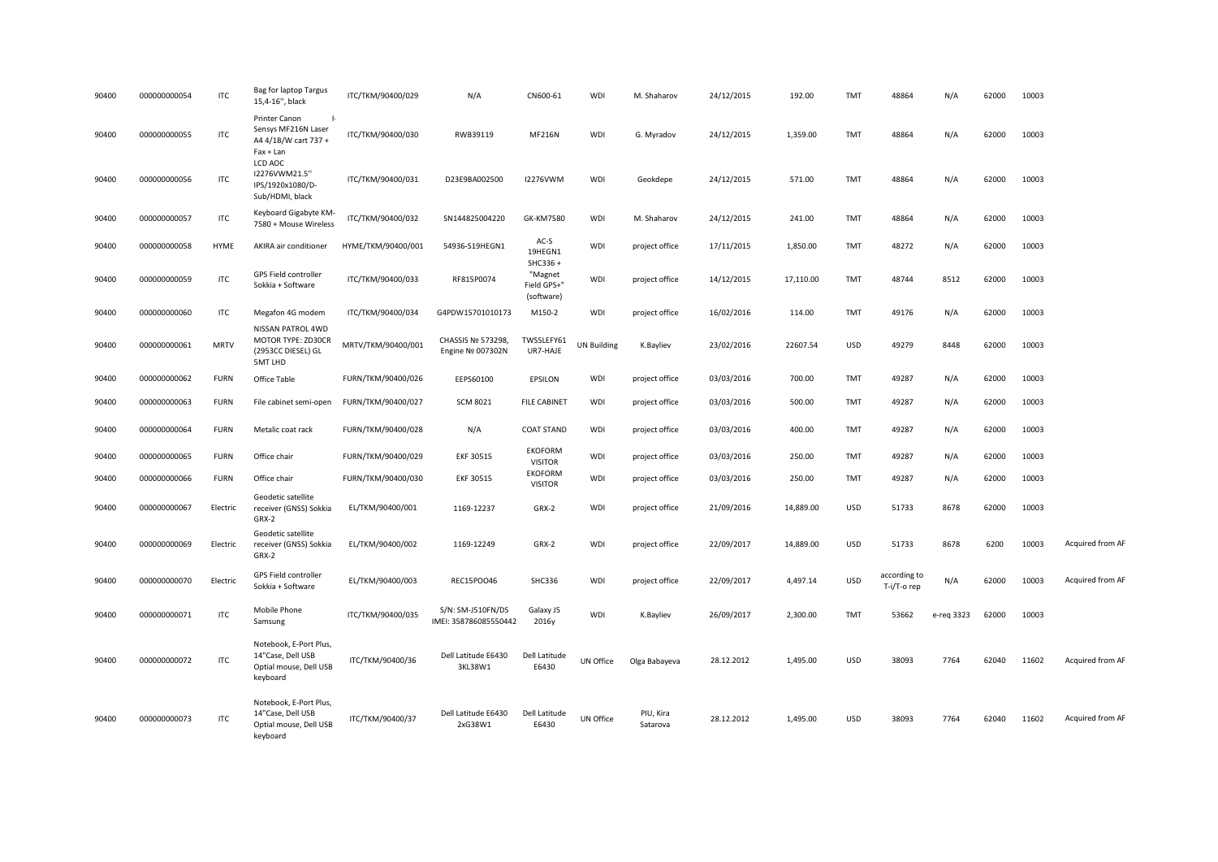| | | | | | | | | | | | | | | | | |
|---|---|---|---|---|---|---|---|---|---|---|---|---|---|---|---|---|
| 90400 | 000000000054 | ITC | Bag for laptop Targus 15,4-16'', black | ITC/TKM/90400/029 | N/A | CN600-61 | WDI | M. Shaharov | 24/12/2015 | 192.00 | TMT | 48864 | N/A | 62000 | 10003 | |
| 90400 | 000000000055 | ITC | Printer Canon I-Sensys MF216N Laser A4 4/1B/W cart 737 + Fax + Lan | ITC/TKM/90400/030 | RWB39119 | MF216N | WDI | G. Myradov | 24/12/2015 | 1,359.00 | TMT | 48864 | N/A | 62000 | 10003 | |
| 90400 | 000000000056 | ITC | LCD AOC I2276VWM21.5'' IPS/1920x1080/D-Sub/HDMI, black | ITC/TKM/90400/031 | D23E9BA002500 | I2276VWM | WDI | Geokdepe | 24/12/2015 | 571.00 | TMT | 48864 | N/A | 62000 | 10003 | |
| 90400 | 000000000057 | ITC | Keyboard Gigabyte KM-7580 + Mouse Wireless | ITC/TKM/90400/032 | SN144825004220 | GK-KM7580 | WDI | M. Shaharov | 24/12/2015 | 241.00 | TMT | 48864 | N/A | 62000 | 10003 | |
| 90400 | 000000000058 | HYME | AKIRA air conditioner | HYME/TKM/90400/001 | 54936-S19HEGN1 | AC-S 19HEGN1 | WDI | project office | 17/11/2015 | 1,850.00 | TMT | 48272 | N/A | 62000 | 10003 | |
| 90400 | 000000000059 | ITC | GPS Field controller Sokkia + Software | ITC/TKM/90400/033 | RF815P0074 | SHC336 + "Magnet Field GPS+" (software) | WDI | project office | 14/12/2015 | 17,110.00 | TMT | 48744 | 8512 | 62000 | 10003 | |
| 90400 | 000000000060 | ITC | Megafon 4G modem | ITC/TKM/90400/034 | G4PDW15701010173 | M150-2 | WDI | project office | 16/02/2016 | 114.00 | TMT | 49176 | N/A | 62000 | 10003 | |
| 90400 | 000000000061 | MRTV | NISSAN PATROL 4WD MOTOR TYPE: ZD30CR (2953CC DIESEL) GL 5MT LHD | MRTV/TKM/90400/001 | CHASSIS № 573298, Engine № 007302N | TWSSLEFY61 UR7-HAJE | UN Building | K.Bayliev | 23/02/2016 | 22607.54 | USD | 49279 | 8448 | 62000 | 10003 | |
| 90400 | 000000000062 | FURN | Office Table | FURN/TKM/90400/026 | EEPS60100 | EPSILON | WDI | project office | 03/03/2016 | 700.00 | TMT | 49287 | N/A | 62000 | 10003 | |
| 90400 | 000000000063 | FURN | File cabinet semi-open | FURN/TKM/90400/027 | SCM 8021 | FILE CABINET | WDI | project office | 03/03/2016 | 500.00 | TMT | 49287 | N/A | 62000 | 10003 | |
| 90400 | 000000000064 | FURN | Metalic coat rack | FURN/TKM/90400/028 | N/A | COAT STAND | WDI | project office | 03/03/2016 | 400.00 | TMT | 49287 | N/A | 62000 | 10003 | |
| 90400 | 000000000065 | FURN | Office chair | FURN/TKM/90400/029 | EKF 30515 | EKOFORM VISITOR | WDI | project office | 03/03/2016 | 250.00 | TMT | 49287 | N/A | 62000 | 10003 | |
| 90400 | 000000000066 | FURN | Office chair | FURN/TKM/90400/030 | EKF 30515 | EKOFORM VISITOR | WDI | project office | 03/03/2016 | 250.00 | TMT | 49287 | N/A | 62000 | 10003 | |
| 90400 | 000000000067 | Electric | Geodetic satellite receiver (GNSS) Sokkia GRX-2 | EL/TKM/90400/001 | 1169-12237 | GRX-2 | WDI | project office | 21/09/2016 | 14,889.00 | USD | 51733 | 8678 | 62000 | 10003 | |
| 90400 | 000000000069 | Electric | Geodetic satellite receiver (GNSS) Sokkia GRX-2 | EL/TKM/90400/002 | 1169-12249 | GRX-2 | WDI | project office | 22/09/2017 | 14,889.00 | USD | 51733 | 8678 | 6200 | 10003 | Acquired from AF |
| 90400 | 000000000070 | Electric | GPS Field controller Sokkia + Software | EL/TKM/90400/003 | REC15POO46 | SHC336 | WDI | project office | 22/09/2017 | 4,497.14 | USD | according to T-i/T-o rep | N/A | 62000 | 10003 | Acquired from AF |
| 90400 | 000000000071 | ITC | Mobile Phone Samsung | ITC/TKM/90400/035 | S/N: SM-J510FN/DS IMEI: 358786085550442 | Galaxy J5 2016y | WDI | K.Bayliev | 26/09/2017 | 2,300.00 | TMT | 53662 | e-req 3323 | 62000 | 10003 | |
| 90400 | 000000000072 | ITC | Notebook, E-Port Plus, 14"Case, Dell USB Optial mouse, Dell USB keyboard | ITC/TKM/90400/36 | Dell Latitude E6430 3KL38W1 | Dell Latitude E6430 | UN Office | Olga Babayeva | 28.12.2012 | 1,495.00 | USD | 38093 | 7764 | 62040 | 11602 | Acquired from AF |
| 90400 | 000000000073 | ITC | Notebook, E-Port Plus, 14"Case, Dell USB Optial mouse, Dell USB keyboard | ITC/TKM/90400/37 | Dell Latitude E6430 2xG38W1 | Dell Latitude E6430 | UN Office | PIU, Kira Satarova | 28.12.2012 | 1,495.00 | USD | 38093 | 7764 | 62040 | 11602 | Acquired from AF |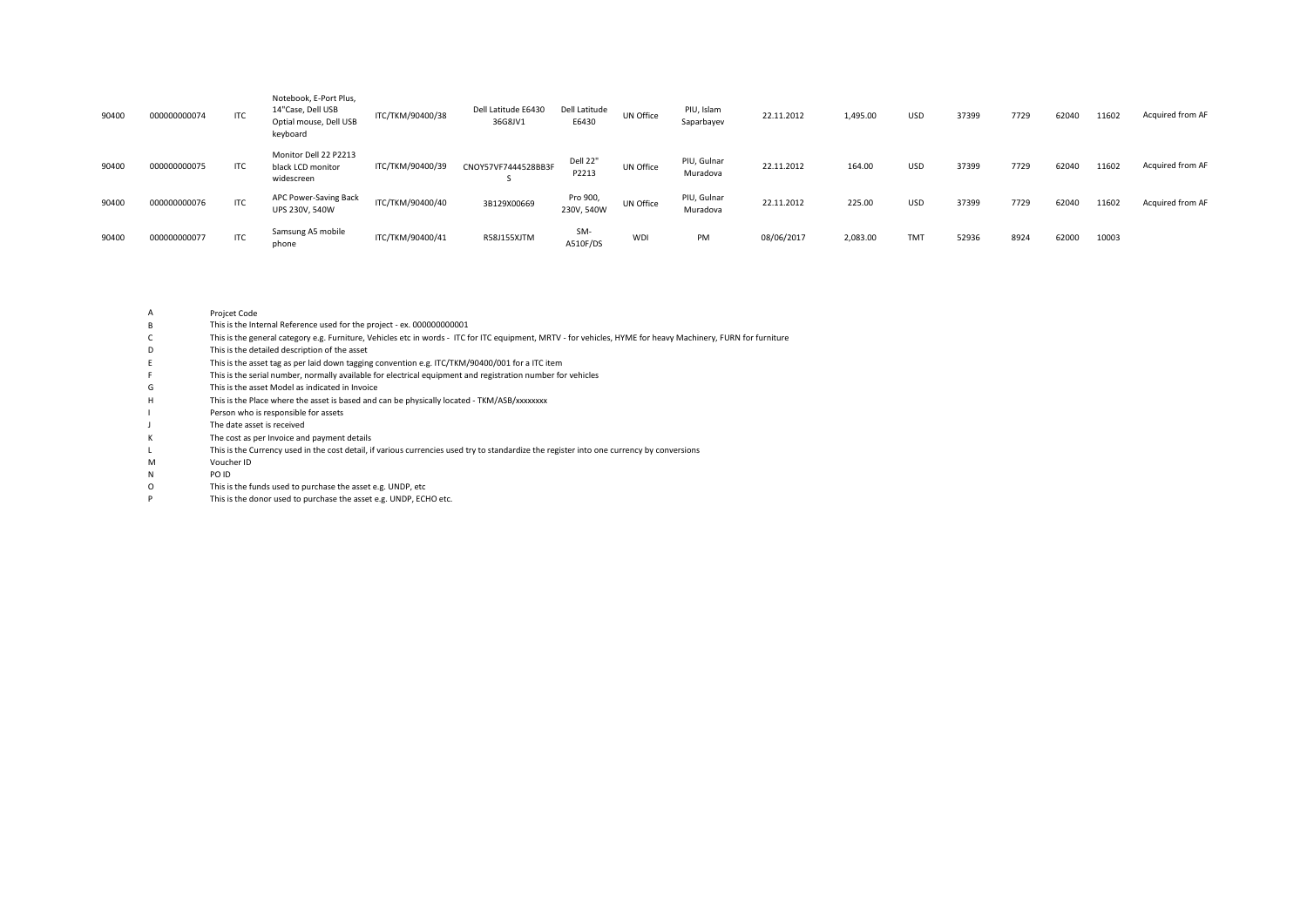| | | | | | | | | | | | | | | | | |
|---|---|---|---|---|---|---|---|---|---|---|---|---|---|---|---|---|
| 90400 | 000000000074 | ITC | Notebook, E-Port Plus, 14"Case, Dell USB Optial mouse, Dell USB keyboard | ITC/TKM/90400/38 | Dell Latitude E6430 36G8JV1 | Dell Latitude E6430 | UN Office | PIU, Islam Saparbayev | 22.11.2012 | 1,495.00 | USD | 37399 | 7729 | 62040 | 11602 | Acquired from AF |
| 90400 | 000000000075 | ITC | Monitor Dell 22 P2213 black LCD monitor widescreen | ITC/TKM/90400/39 | CNOY57VF7444528BB3FS | Dell 22" P2213 | UN Office | PIU, Gulnar Muradova | 22.11.2012 | 164.00 | USD | 37399 | 7729 | 62040 | 11602 | Acquired from AF |
| 90400 | 000000000076 | ITC | APC Power-Saving Back UPS 230V, 540W | ITC/TKM/90400/40 | 3B129X00669 | Pro 900, 230V, 540W | UN Office | PIU, Gulnar Muradova | 22.11.2012 | 225.00 | USD | 37399 | 7729 | 62040 | 11602 | Acquired from AF |
| 90400 | 000000000077 | ITC | Samsung A5 mobile phone | ITC/TKM/90400/41 | R58J155XJTM | SM-A510F/DS | WDI | PM | 08/06/2017 | 2,083.00 | TMT | 52936 | 8924 | 62000 | 10003 | |

| | |
|---|---|
| A | Projcet Code |
| B | This is the Internal Reference used for the project - ex. 000000000001 |
| C | This is the general category e.g. Furniture, Vehicles etc in words - ITC for ITC equipment, MRTV - for vehicles, HYME for heavy Machinery, FURN for furniture |
| D | This is the detailed description of the asset |
| E | This is the asset tag as per laid down tagging convention e.g. ITC/TKM/90400/001 for a ITC item |
| F | This is the serial number, normally available for electrical equipment and registration number for vehicles |
| G | This is the asset Model as indicated in Invoice |
| H | This is the Place where the asset is based and can be physically located - TKM/ASB/xxxxxxxx |
| I | Person who is responsible for assets |
| J | The date asset is received |
| K | The cost as per Invoice and payment details |
| L | This is the Currency used in the cost detail, if various currencies used try to standardize the register into one currency by conversions |
| M | Voucher ID |
| N | PO ID |
| O | This is the funds used to purchase the asset e.g. UNDP, etc |
| P | This is the donor used to purchase the asset e.g. UNDP, ECHO etc. |